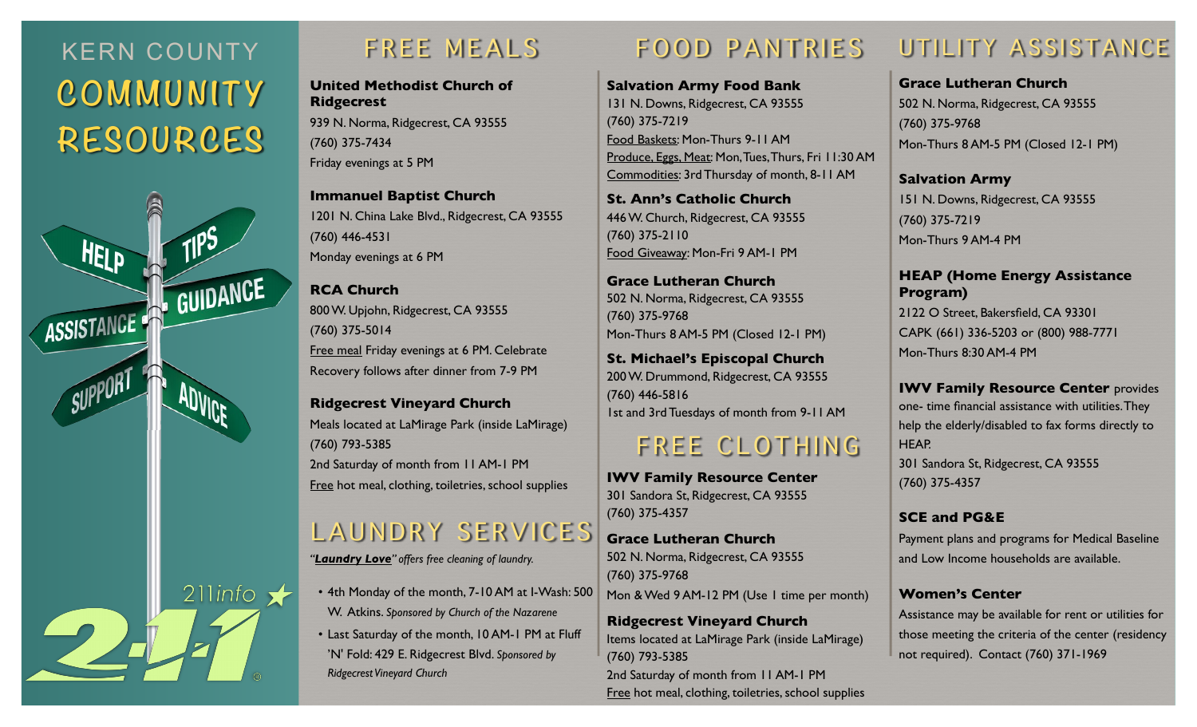# KERN COUNTY COMMUNITY RESOURCES

HELP · TIPS · GUIDANCE · ASSISTANCE · SUPPORT · ADVICE

211info 2-1-1

## FREE MEALS

**United Methodist Church of Ridgecrest**
939 N. Norma, Ridgecrest, CA 93555
(760) 375-7434
Friday evenings at 5 PM

**Immanuel Baptist Church**
1201 N. China Lake Blvd., Ridgecrest, CA 93555
(760) 446-4531
Monday evenings at 6 PM

**RCA Church**
800 W. Upjohn, Ridgecrest, CA 93555
(760) 375-5014
Free meal Friday evenings at 6 PM. Celebrate Recovery follows after dinner from 7-9 PM

**Ridgecrest Vineyard Church**
Meals located at LaMirage Park (inside LaMirage)
(760) 793-5385
2nd Saturday of month from 11 AM-1 PM
Free hot meal, clothing, toiletries, school supplies

## LAUNDRY SERVICES

*"**Laundry Love**" offers free cleaning of laundry.*

- 4th Monday of the month, 7-10 AM at I-Wash: 500 W. Atkins. *Sponsored by Church of the Nazarene*
- Last Saturday of the month, 10 AM-1 PM at Fluff 'N' Fold: 429 E. Ridgecrest Blvd. *Sponsored by Ridgecrest Vineyard Church*

## FOOD PANTRIES

**Salvation Army Food Bank**
131 N. Downs, Ridgecrest, CA 93555
(760) 375-7219
Food Baskets: Mon-Thurs 9-11 AM
Produce, Eggs, Meat: Mon, Tues, Thurs, Fri 11:30 AM
Commodities: 3rd Thursday of month, 8-11 AM

**St. Ann's Catholic Church**
446 W. Church, Ridgecrest, CA 93555
(760) 375-2110
Food Giveaway: Mon-Fri 9 AM-1 PM

**Grace Lutheran Church**
502 N. Norma, Ridgecrest, CA 93555
(760) 375-9768
Mon-Thurs 8 AM-5 PM (Closed 12-1 PM)

**St. Michael's Episcopal Church**
200 W. Drummond, Ridgecrest, CA 93555
(760) 446-5816
1st and 3rd Tuesdays of month from 9-11 AM

## FREE CLOTHING

**IWV Family Resource Center**
301 Sandora St, Ridgecrest, CA 93555
(760) 375-4357

**Grace Lutheran Church**
502 N. Norma, Ridgecrest, CA 93555
(760) 375-9768
Mon & Wed 9 AM-12 PM (Use 1 time per month)

**Ridgecrest Vineyard Church**
Items located at LaMirage Park (inside LaMirage)
(760) 793-5385
2nd Saturday of month from 11 AM-1 PM
Free hot meal, clothing, toiletries, school supplies

## UTILITY ASSISTANCE

**Grace Lutheran Church**
502 N. Norma, Ridgecrest, CA 93555
(760) 375-9768
Mon-Thurs 8 AM-5 PM (Closed 12-1 PM)

**Salvation Army**
151 N. Downs, Ridgecrest, CA 93555
(760) 375-7219
Mon-Thurs 9 AM-4 PM

**HEAP (Home Energy Assistance Program)**
2122 O Street, Bakersfield, CA 93301
CAPK (661) 336-5203 or (800) 988-7771
Mon-Thurs 8:30 AM-4 PM

**IWV Family Resource Center** provides one- time financial assistance with utilities. They help the elderly/disabled to fax forms directly to HEAP.
301 Sandora St, Ridgecrest, CA 93555
(760) 375-4357

**SCE and PG&E**
Payment plans and programs for Medical Baseline and Low Income households are available.

**Women's Center**
Assistance may be available for rent or utilities for those meeting the criteria of the center (residency not required). Contact (760) 371-1969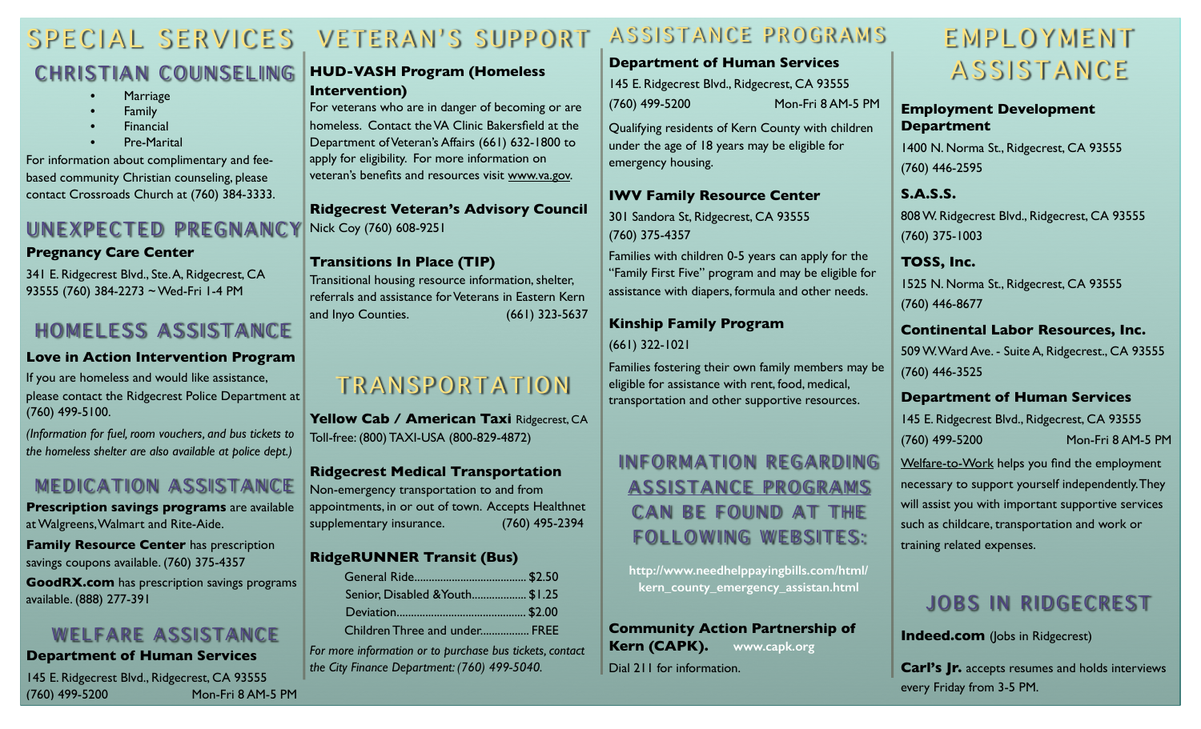# SPECIAL SERVICES

## CHRISTIAN COUNSELING

- Marriage
- Family
- Financial
- Pre-Marital

For information about complimentary and fee-based community Christian counseling, please contact Crossroads Church at (760) 384-3333.

## UNEXPECTED PREGNANCY

**Pregnancy Care Center**

341 E. Ridgecrest Blvd., Ste. A, Ridgecrest, CA 93555 (760) 384-2273 ~ Wed-Fri 1-4 PM

## HOMELESS ASSISTANCE

**Love in Action Intervention Program**

If you are homeless and would like assistance, please contact the Ridgecrest Police Department at (760) 499-5100.

*(Information for fuel, room vouchers, and bus tickets to the homeless shelter are also available at police dept.)*

## MEDICATION ASSISTANCE

**Prescription savings programs** are available at Walgreens, Walmart and Rite-Aide.

**Family Resource Center** has prescription savings coupons available. (760) 375-4357

**GoodRX.com** has prescription savings programs available. (888) 277-391

## WELFARE ASSISTANCE

**Department of Human Services**

145 E. Ridgecrest Blvd., Ridgecrest, CA 93555
(760) 499-5200 Mon-Fri 8 AM-5 PM

# VETERAN'S SUPPORT

**HUD-VASH Program (Homeless Intervention)**

For veterans who are in danger of becoming or are homeless. Contact the VA Clinic Bakersfield at the Department of Veteran's Affairs (661) 632-1800 to apply for eligibility. For more information on veteran's benefits and resources visit www.va.gov.

**Ridgecrest Veteran's Advisory Council**
Nick Coy (760) 608-9251

**Transitions In Place (TIP)**
Transitional housing resource information, shelter, referrals and assistance for Veterans in Eastern Kern and Inyo Counties. (661) 323-5637

# TRANSPORTATION

**Yellow Cab / American Taxi** Ridgecrest, CA
Toll-free: (800) TAXI-USA (800-829-4872)

**Ridgecrest Medical Transportation**
Non-emergency transportation to and from appointments, in or out of town. Accepts Healthnet supplementary insurance. (760) 495-2394

**RidgeRUNNER Transit (Bus)**

| | |
|---|---|
| General Ride | $2.50 |
| Senior, Disabled & Youth | $1.25 |
| Deviation | $2.00 |
| Children Three and under | FREE |

*For more information or to purchase bus tickets, contact the City Finance Department: (760) 499-5040.*

# ASSISTANCE PROGRAMS

**Department of Human Services**

145 E. Ridgecrest Blvd., Ridgecrest, CA 93555
(760) 499-5200 Mon-Fri 8 AM-5 PM

Qualifying residents of Kern County with children under the age of 18 years may be eligible for emergency housing.

**IWV Family Resource Center**

301 Sandora St, Ridgecrest, CA 93555
(760) 375-4357

Families with children 0-5 years can apply for the "Family First Five" program and may be eligible for assistance with diapers, formula and other needs.

**Kinship Family Program**

(661) 322-1021

Families fostering their own family members may be eligible for assistance with rent, food, medical, transportation and other supportive resources.

## INFORMATION REGARDING ASSISTANCE PROGRAMS CAN BE FOUND AT THE FOLLOWING WEBSITES:

**http://www.needhelppayingbills.com/html/kern_county_emergency_assistan.html**

**Community Action Partnership of Kern (CAPK).** **www.capk.org**

Dial 211 for information.

# EMPLOYMENT ASSISTANCE

**Employment Development Department**

1400 N. Norma St., Ridgecrest, CA 93555
(760) 446-2595

**S.A.S.S.**

808 W. Ridgecrest Blvd., Ridgecrest, CA 93555
(760) 375-1003

**TOSS, Inc.**

1525 N. Norma St., Ridgecrest, CA 93555
(760) 446-8677

**Continental Labor Resources, Inc.**

509 W. Ward Ave. - Suite A, Ridgecrest., CA 93555
(760) 446-3525

**Department of Human Services**

145 E. Ridgecrest Blvd., Ridgecrest, CA 93555
(760) 499-5200 Mon-Fri 8 AM-5 PM

Welfare-to-Work helps you find the employment necessary to support yourself independently. They will assist you with important supportive services such as childcare, transportation and work or training related expenses.

## JOBS IN RIDGECREST

**Indeed.com** (Jobs in Ridgecrest)

**Carl's Jr.** accepts resumes and holds interviews every Friday from 3-5 PM.